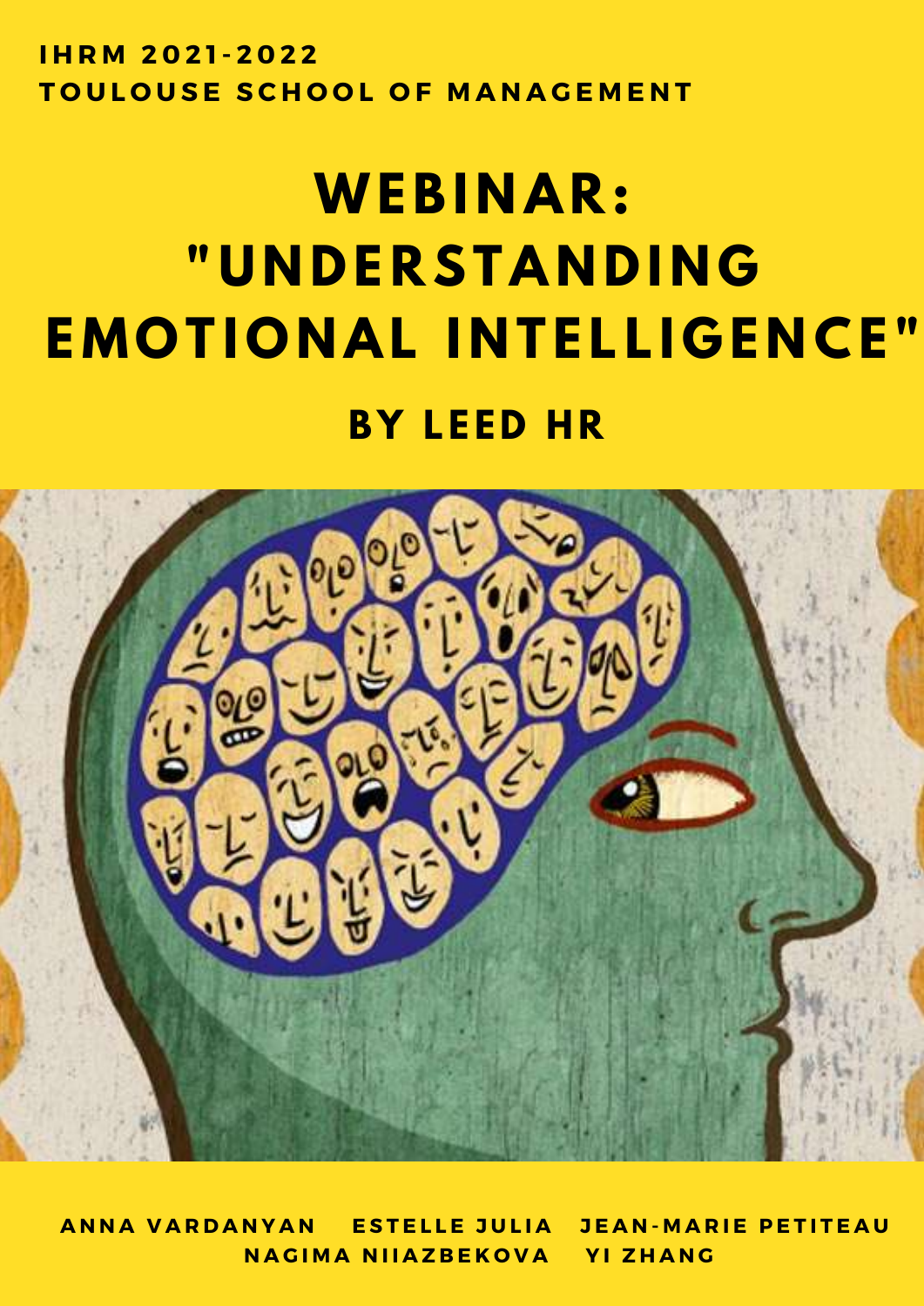**IHRM 2021-2022**
**TOULOUSE SCHOOL OF MANAGEMENT**

# WEBINAR: "UNDERSTANDING EMOTIONAL INTELLIGENCE"

## BY LEED HR

**ANNA VARDANYAN ESTELLE JULIA JEAN-MARIE PETITEAU NAGIMA NIIAZBEKOVA YI ZHANG**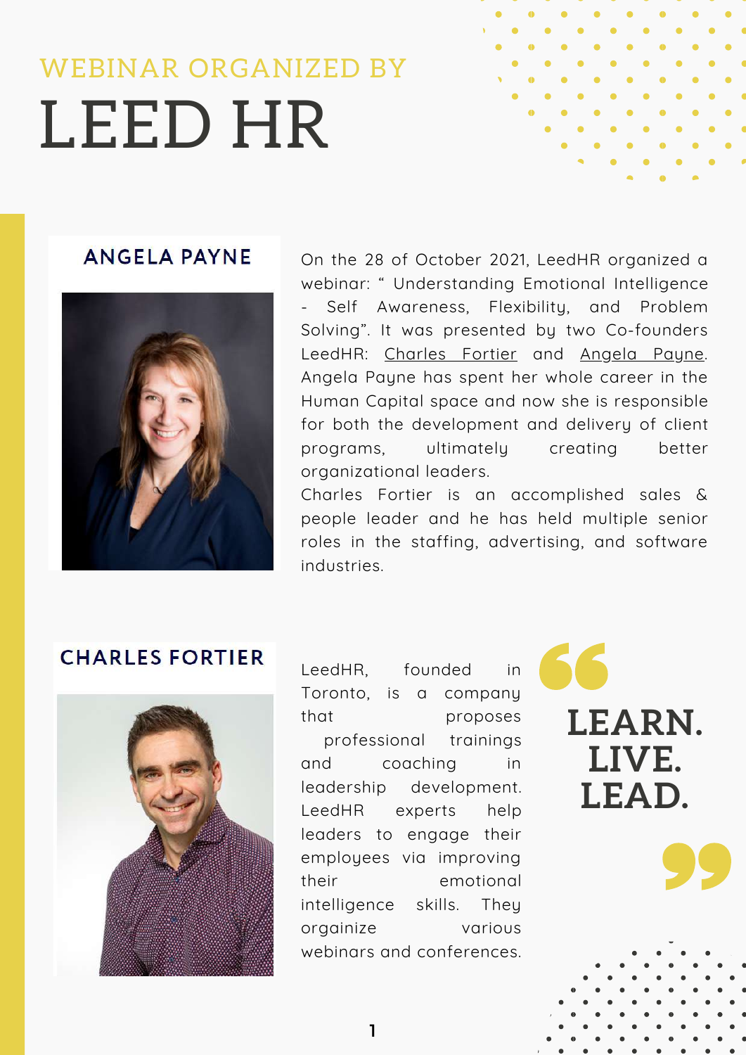WEBINAR ORGANIZED BY

# LEED HR

## ANGELA PAYNE

On the 28 of October 2021, LeedHR organized a webinar: " Understanding Emotional Intelligence - Self Awareness, Flexibility, and Problem Solving". It was presented by two Co-founders LeedHR: Charles Fortier and Angela Payne. Angela Payne has spent her whole career in the Human Capital space and now she is responsible for both the development and delivery of client programs, ultimately creating better organizational leaders.

Charles Fortier is an accomplished sales & people leader and he has held multiple senior roles in the staffing, advertising, and software industries.

## CHARLES FORTIER

LeedHR, founded in Toronto, is a company that proposes professional trainings and coaching in leadership development. LeedHR experts help leaders to engage their employees via improving their emotional intelligence skills. They orgainize various webinars and conferences.

> **LEARN. LIVE. LEAD.**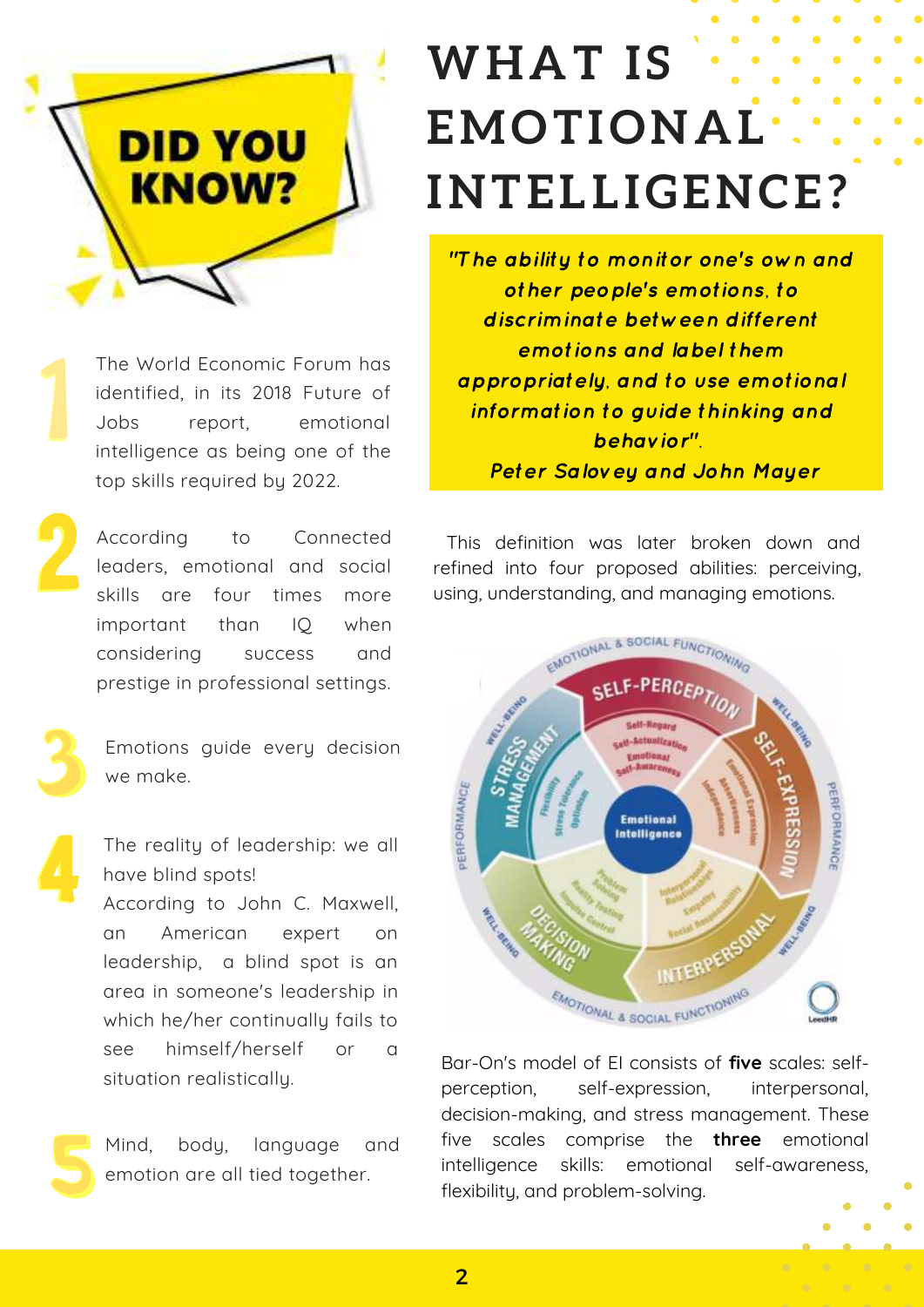# DID YOU KNOW?

1. The World Economic Forum has identified, in its 2018 Future of Jobs report, emotional intelligence as being one of the top skills required by 2022.

2. According to Connected leaders, emotional and social skills are four times more important than IQ when considering success and prestige in professional settings.

3. Emotions guide every decision we make.

4. The reality of leadership: we all have blind spots! According to John C. Maxwell, an American expert on leadership, a blind spot is an area in someone's leadership in which he/her continually fails to see himself/herself or a situation realistically.

5. Mind, body, language and emotion are all tied together.

# WHAT IS EMOTIONAL INTELLIGENCE?

***"The ability to monitor one's own and other people's emotions, to discriminate between different emotions and label them appropriately, and to use emotional information to guide thinking and behavior".***

***Peter Salovey and John Mayer***

This definition was later broken down and refined into four proposed abilities: perceiving, using, understanding, and managing emotions.

Bar-On's model of EI consists of **five** scales: self-perception, self-expression, interpersonal, decision-making, and stress management. These five scales comprise the **three** emotional intelligence skills: emotional self-awareness, flexibility, and problem-solving.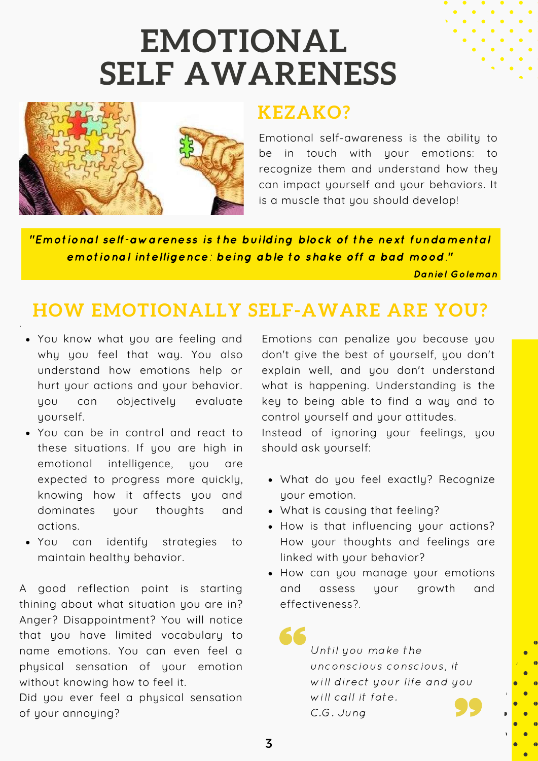# EMOTIONAL SELF AWARENESS

## KEZAKO?

Emotional self-awareness is the ability to be in touch with your emotions: to recognize them and understand how they can impact yourself and your behaviors. It is a muscle that you should develop!

> ***"Emotional self-awareness is the building block of the next fundamental emotional intelligence: being able to shake off a bad mood."***
> ***Daniel Goleman***

## HOW EMOTIONALLY SELF-AWARE ARE YOU?

- You know what you are feeling and why you feel that way. You also understand how emotions help or hurt your actions and your behavior. you can objectively evaluate yourself.
- You can be in control and react to these situations. If you are high in emotional intelligence, you are expected to progress more quickly, knowing how it affects you and dominates your thoughts and actions.
- You can identify strategies to maintain healthy behavior.

A good reflection point is starting thining about what situation you are in? Anger? Disappointment? You will notice that you have limited vocabulary to name emotions. You can even feel a physical sensation of your emotion without knowing how to feel it.
Did you ever feel a physical sensation of your annoying?

Emotions can penalize you because you don't give the best of yourself, you don't explain well, and you don't understand what is happening. Understanding is the key to being able to find a way and to control yourself and your attitudes.
Instead of ignoring your feelings, you should ask yourself:

- What do you feel exactly? Recognize your emotion.
- What is causing that feeling?
- How is that influencing your actions? How your thoughts and feelings are linked with your behavior?
- How can you manage your emotions and assess your growth and effectiveness?.

> *Until you make the unconscious conscious, it will direct your life and you will call it fate.*
> *C.G. Jung*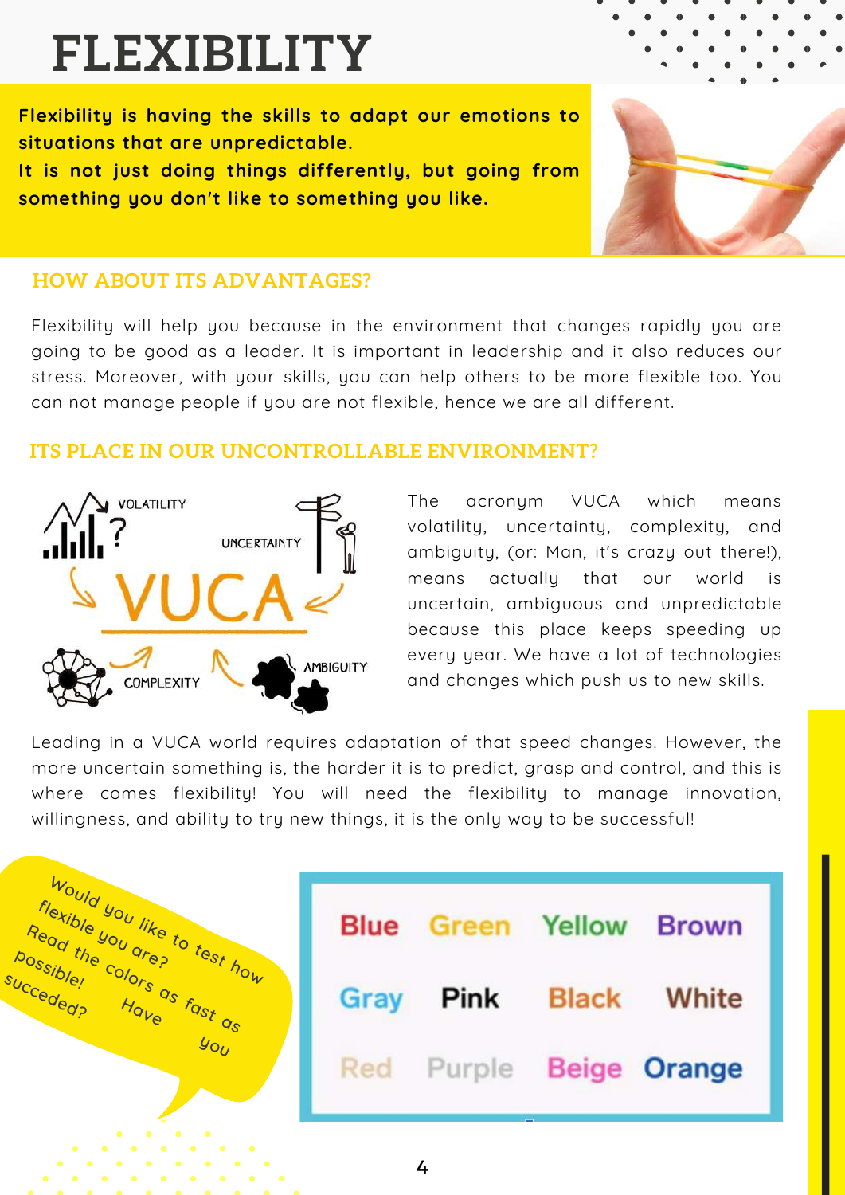# FLEXIBILITY

**Flexibility is having the skills to adapt our emotions to situations that are unpredictable.**
**It is not just doing things differently, but going from something you don't like to something you like.**

## HOW ABOUT ITS ADVANTAGES?

Flexibility will help you because in the environment that changes rapidly you are going to be good as a leader. It is important in leadership and it also reduces our stress. Moreover, with your skills, you can help others to be more flexible too. You can not manage people if you are not flexible, hence we are all different.

## ITS PLACE IN OUR UNCONTROLLABLE ENVIRONMENT?

VOLATILITY UNCERTAINTY VUCA COMPLEXITY AMBIGUITY

The acronym VUCA which means volatility, uncertainty, complexity, and ambiguity, (or: Man, it's crazy out there!), means actually that our world is uncertain, ambiguous and unpredictable because this place keeps speeding up every year. We have a lot of technologies and changes which push us to new skills.

Leading in a VUCA world requires adaptation of that speed changes. However, the more uncertain something is, the harder it is to predict, grasp and control, and this is where comes flexibility! You will need the flexibility to manage innovation, willingness, and ability to try new things, it is the only way to be successful!

Would you like to test how flexible you are? Read the colors as fast as possible! Have you succeeded?

| Blue | Green | Yellow | Brown |
|---|---|---|---|
| Gray | Pink | Black | White |
| Red | Purple | Beige | Orange |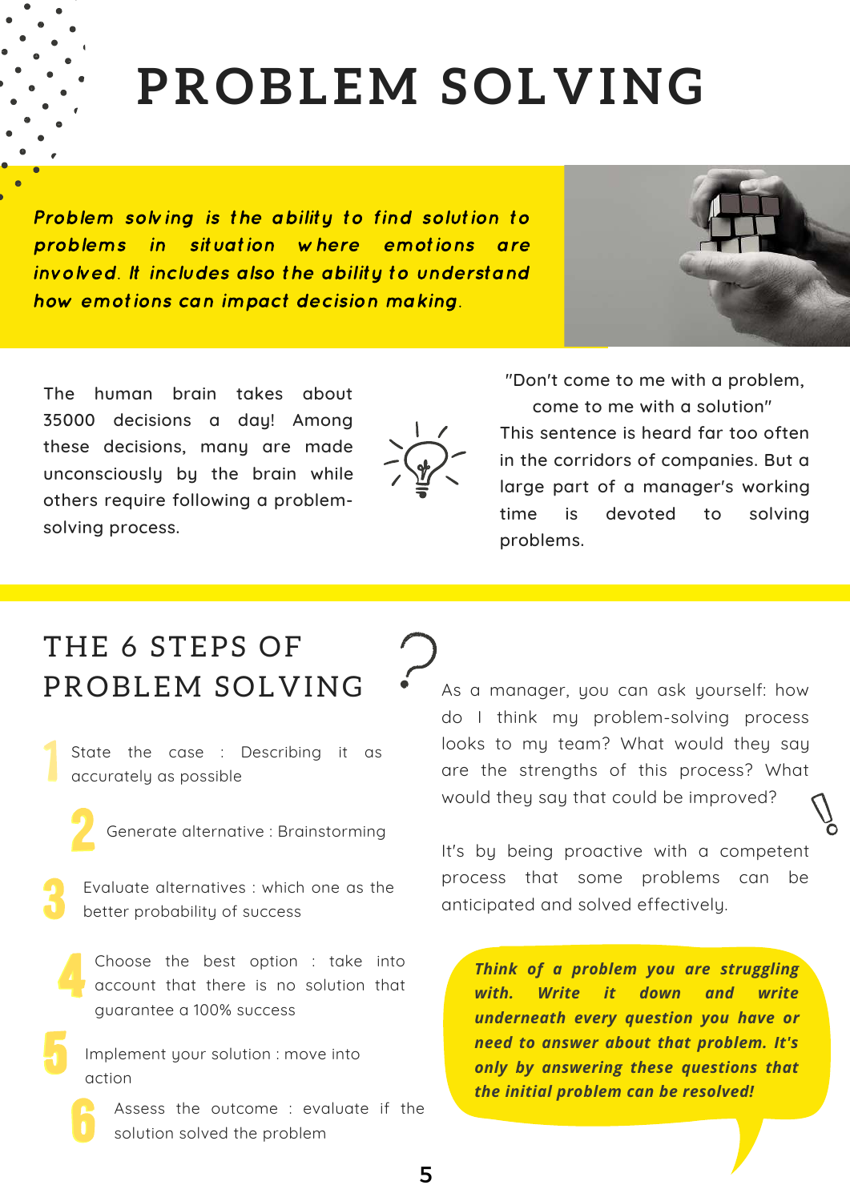# PROBLEM SOLVING

***Problem solving is the ability to find solution to problems in situation where emotions are involved. It includes also the ability to understand how emotions can impact decision making.***

The human brain takes about 35000 decisions a day! Among these decisions, many are made unconsciously by the brain while others require following a problem-solving process.

"Don't come to me with a problem, come to me with a solution"

This sentence is heard far too often in the corridors of companies. But a large part of a manager's working time is devoted to solving problems.

## THE 6 STEPS OF PROBLEM SOLVING

1. State the case : Describing it as accurately as possible
2. Generate alternative : Brainstorming
3. Evaluate alternatives : which one as the better probability of success
4. Choose the best option : take into account that there is no solution that guarantee a 100% success
5. Implement your solution : move into action
6. Assess the outcome : evaluate if the solution solved the problem

As a manager, you can ask yourself: how do I think my problem-solving process looks to my team? What would they say are the strengths of this process? What would they say that could be improved?

It's by being proactive with a competent process that some problems can be anticipated and solved effectively.

***Think of a problem you are struggling with. Write it down and write underneath every question you have or need to answer about that problem. It's only by answering these questions that the initial problem can be resolved!***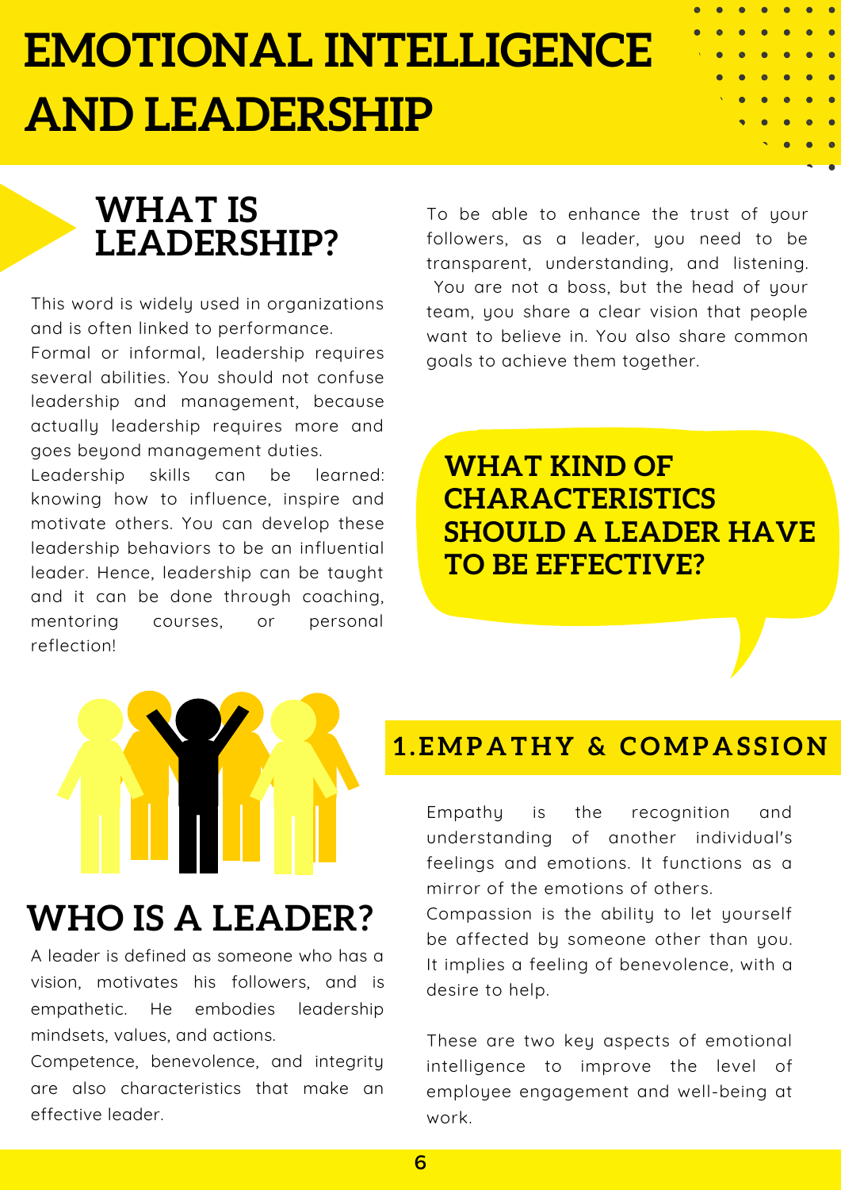# EMOTIONAL INTELLIGENCE AND LEADERSHIP

## WHAT IS LEADERSHIP?

This word is widely used in organizations and is often linked to performance.
Formal or informal, leadership requires several abilities. You should not confuse leadership and management, because actually leadership requires more and goes beyond management duties.
Leadership skills can be learned: knowing how to influence, inspire and motivate others. You can develop these leadership behaviors to be an influential leader. Hence, leadership can be taught and it can be done through coaching, mentoring courses, or personal reflection!

## WHO IS A LEADER?

A leader is defined as someone who has a vision, motivates his followers, and is empathetic. He embodies leadership mindsets, values, and actions.
Competence, benevolence, and integrity are also characteristics that make an effective leader.

To be able to enhance the trust of your followers, as a leader, you need to be transparent, understanding, and listening. You are not a boss, but the head of your team, you share a clear vision that people want to believe in. You also share common goals to achieve them together.

## WHAT KIND OF CHARACTERISTICS SHOULD A LEADER HAVE TO BE EFFECTIVE?

### 1.EMPATHY & COMPASSION

Empathy is the recognition and understanding of another individual's feelings and emotions. It functions as a mirror of the emotions of others.
Compassion is the ability to let yourself be affected by someone other than you. It implies a feeling of benevolence, with a desire to help.

These are two key aspects of emotional intelligence to improve the level of employee engagement and well-being at work.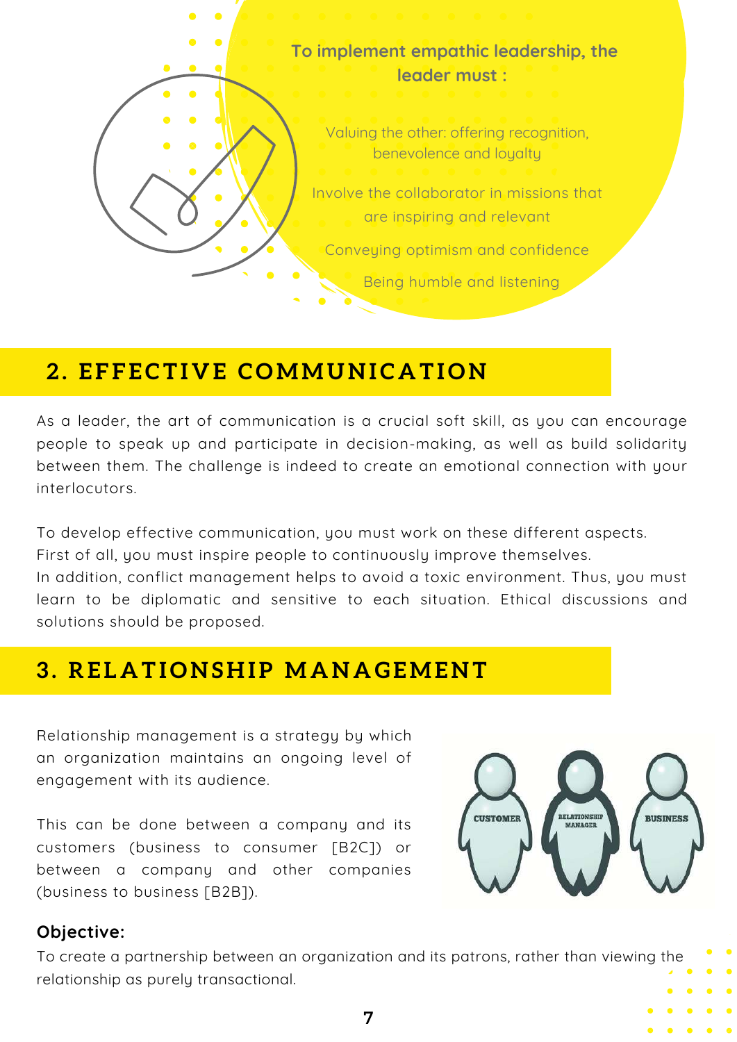To implement empathic leadership, the leader must :

- Valuing the other: offering recognition, benevolence and loyalty
- Involve the collaborator in missions that are inspiring and relevant
- Conveying optimism and confidence
- Being humble and listening

## 2. EFFECTIVE COMMUNICATION

As a leader, the art of communication is a crucial soft skill, as you can encourage people to speak up and participate in decision-making, as well as build solidarity between them. The challenge is indeed to create an emotional connection with your interlocutors.

To develop effective communication, you must work on these different aspects.
First of all, you must inspire people to continuously improve themselves.
In addition, conflict management helps to avoid a toxic environment. Thus, you must learn to be diplomatic and sensitive to each situation. Ethical discussions and solutions should be proposed.

## 3. RELATIONSHIP MANAGEMENT

Relationship management is a strategy by which an organization maintains an ongoing level of engagement with its audience.

This can be done between a company and its customers (business to consumer [B2C]) or between a company and other companies (business to business [B2B]).

CUSTOMER — RELATIONSHIP MANAGER — BUSINESS

**Objective:**
To create a partnership between an organization and its patrons, rather than viewing the relationship as purely transactional.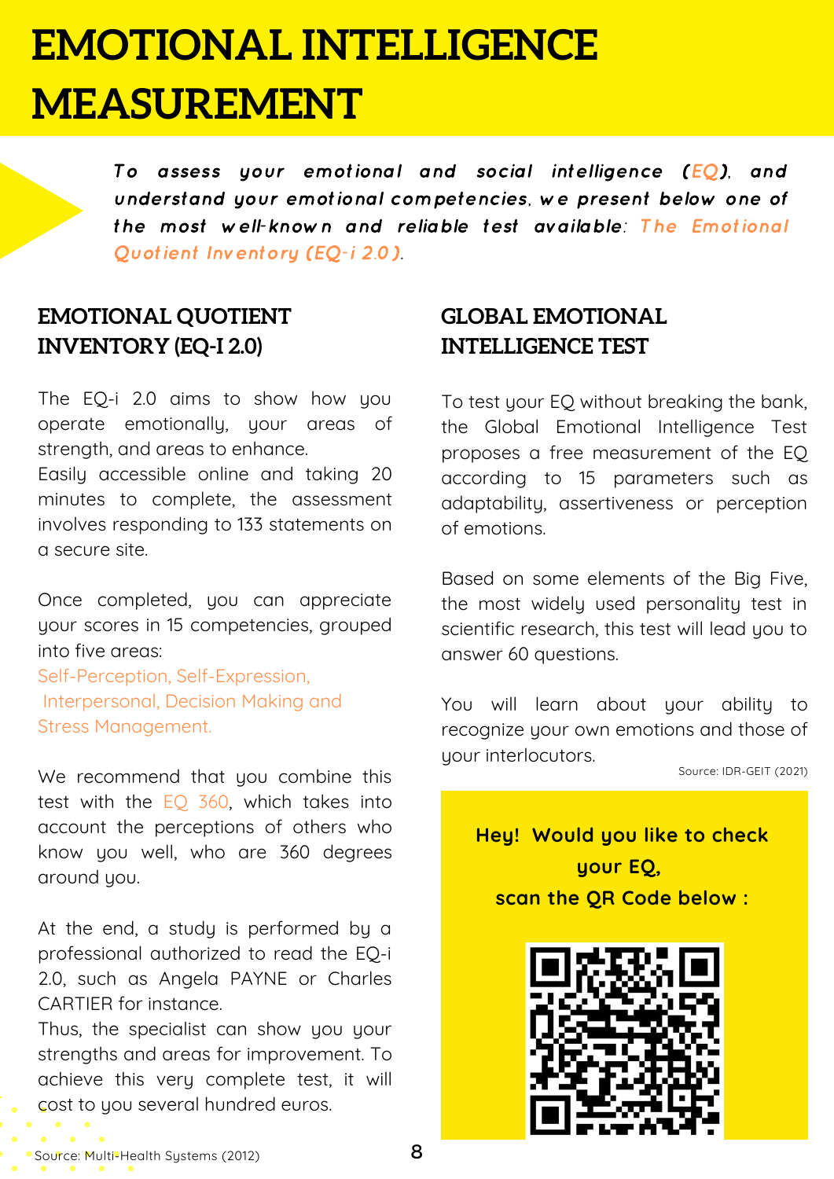# EMOTIONAL INTELLIGENCE MEASUREMENT

*To assess your emotional and social intelligence (EQ), and understand your emotional competencies, we present below one of the most well-known and reliable test available: The Emotional Quotient Inventory (EQ-i 2.0).*

## EMOTIONAL QUOTIENT INVENTORY (EQ-I 2.0)

The EQ-i 2.0 aims to show how you operate emotionally, your areas of strength, and areas to enhance.
Easily accessible online and taking 20 minutes to complete, the assessment involves responding to 133 statements on a secure site.

Once completed, you can appreciate your scores in 15 competencies, grouped into five areas:
Self-Perception, Self-Expression, Interpersonal, Decision Making and Stress Management.

We recommend that you combine this test with the EQ 360, which takes into account the perceptions of others who know you well, who are 360 degrees around you.

At the end, a study is performed by a professional authorized to read the EQ-i 2.0, such as Angela PAYNE or Charles CARTIER for instance.
Thus, the specialist can show you your strengths and areas for improvement. To achieve this very complete test, it will cost to you several hundred euros.

Source: Multi-Health Systems (2012)

## GLOBAL EMOTIONAL INTELLIGENCE TEST

To test your EQ without breaking the bank, the Global Emotional Intelligence Test proposes a free measurement of the EQ according to 15 parameters such as adaptability, assertiveness or perception of emotions.

Based on some elements of the Big Five, the most widely used personality test in scientific research, this test will lead you to answer 60 questions.

You will learn about your ability to recognize your own emotions and those of your interlocutors.

Source: IDR-GEIT (2021)

**Hey! Would you like to check your EQ, scan the QR Code below :**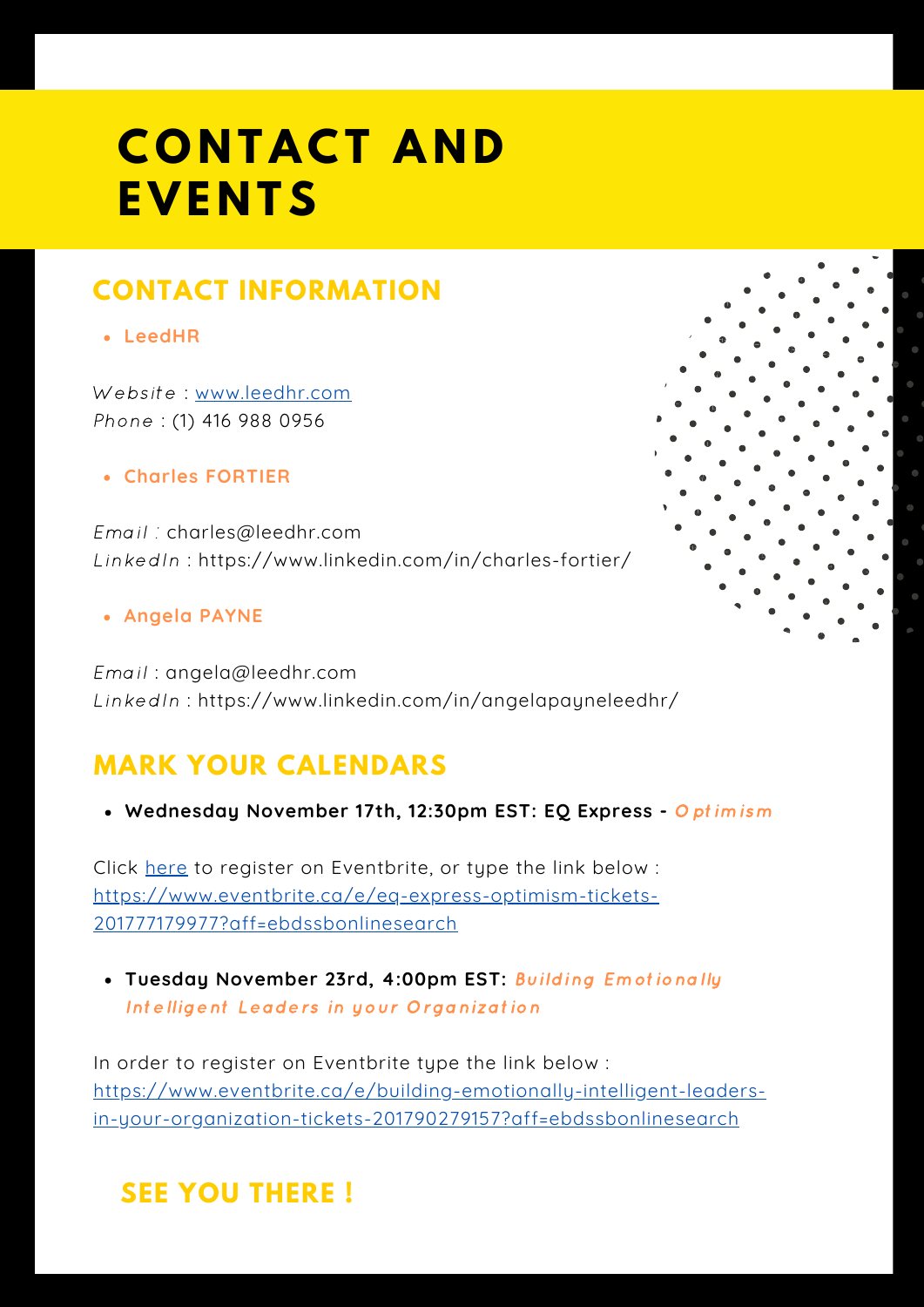# CONTACT AND EVENTS

## CONTACT INFORMATION

- **LeedHR**

*Website* : www.leedhr.com
*Phone* : (1) 416 988 0956

- **Charles FORTIER**

*Email* : charles@leedhr.com
*LinkedIn* : https://www.linkedin.com/in/charles-fortier/

- **Angela PAYNE**

*Email* : angela@leedhr.com
*LinkedIn* : https://www.linkedin.com/in/angelapayneleedhr/

## MARK YOUR CALENDARS

- **Wednesday November 17th, 12:30pm EST: EQ Express -** ***Optimism***

Click here to register on Eventbrite, or type the link below :
https://www.eventbrite.ca/e/eq-express-optimism-tickets-201777179977?aff=ebdssbonlinesearch

- **Tuesday November 23rd, 4:00pm EST:** ***Building Emotionally Intelligent Leaders in your Organization***

In order to register on Eventbrite type the link below :
https://www.eventbrite.ca/e/building-emotionally-intelligent-leaders-in-your-organization-tickets-201790279157?aff=ebdssbonlinesearch

## SEE YOU THERE !